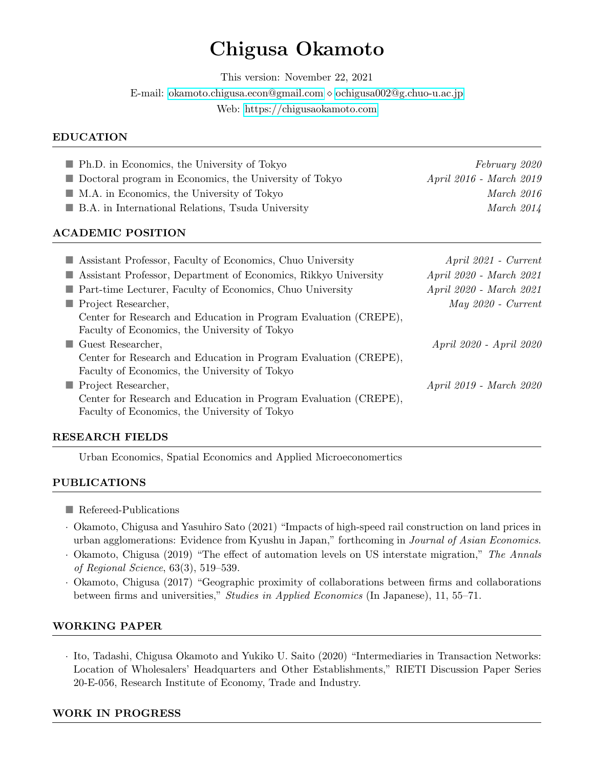# Chigusa Okamoto

This version: November 22, 2021

E-mail: okamoto.chigusa.econ@gmail.com ⋄ ochigusa002@g.chuo-u.ac.jp

Web: https://chigusaokamoto.com

## EDUCATION

- Ph.D. in Economics, the University of Tokyo — *February 2020*
- Doctoral program in Economics, the University of Tokyo — *April 2016 - March 2019*
- M.A. in Economics, the University of Tokyo — *March 2016*
- B.A. in International Relations, Tsuda University — *March 2014*

## ACADEMIC POSITION

- Assistant Professor, Faculty of Economics, Chuo University — *April 2021 - Current*
- Assistant Professor, Department of Economics, Rikkyo University — *April 2020 - March 2021*
- Part-time Lecturer, Faculty of Economics, Chuo University — *April 2020 - March 2021*
- Project Researcher, Center for Research and Education in Program Evaluation (CREPE), Faculty of Economics, the University of Tokyo — *May 2020 - Current*
- Guest Researcher, Center for Research and Education in Program Evaluation (CREPE), Faculty of Economics, the University of Tokyo — *April 2020 - April 2020*
- Project Researcher, Center for Research and Education in Program Evaluation (CREPE), Faculty of Economics, the University of Tokyo — *April 2019 - March 2020*

## RESEARCH FIELDS

Urban Economics, Spatial Economics and Applied Microeconomertics

## PUBLICATIONS

- Refereed-Publications
  - Okamoto, Chigusa and Yasuhiro Sato (2021) "Impacts of high-speed rail construction on land prices in urban agglomerations: Evidence from Kyushu in Japan," forthcoming in *Journal of Asian Economics*.
  - Okamoto, Chigusa (2019) "The effect of automation levels on US interstate migration," *The Annals of Regional Science*, 63(3), 519–539.
  - Okamoto, Chigusa (2017) "Geographic proximity of collaborations between firms and collaborations between firms and universities," *Studies in Applied Economics* (In Japanese), 11, 55–71.

## WORKING PAPER

- Ito, Tadashi, Chigusa Okamoto and Yukiko U. Saito (2020) "Intermediaries in Transaction Networks: Location of Wholesalers' Headquarters and Other Establishments," RIETI Discussion Paper Series 20-E-056, Research Institute of Economy, Trade and Industry.

## WORK IN PROGRESS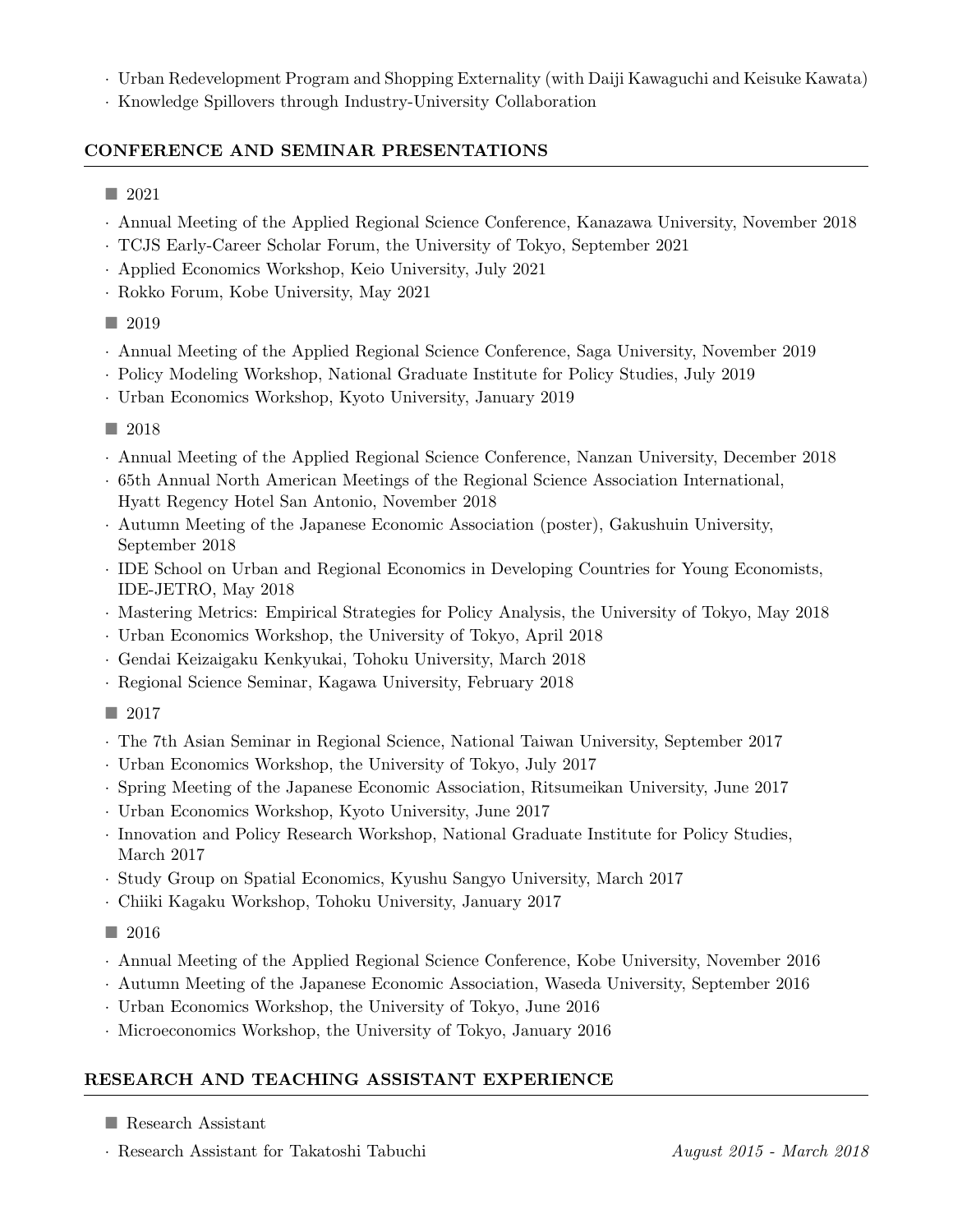- Urban Redevelopment Program and Shopping Externality (with Daiji Kawaguchi and Keisuke Kawata)
- Knowledge Spillovers through Industry-University Collaboration

## CONFERENCE AND SEMINAR PRESENTATIONS

### 2021

- Annual Meeting of the Applied Regional Science Conference, Kanazawa University, November 2018
- TCJS Early-Career Scholar Forum, the University of Tokyo, September 2021
- Applied Economics Workshop, Keio University, July 2021
- Rokko Forum, Kobe University, May 2021

### 2019

- Annual Meeting of the Applied Regional Science Conference, Saga University, November 2019
- Policy Modeling Workshop, National Graduate Institute for Policy Studies, July 2019
- Urban Economics Workshop, Kyoto University, January 2019

### 2018

- Annual Meeting of the Applied Regional Science Conference, Nanzan University, December 2018
- 65th Annual North American Meetings of the Regional Science Association International, Hyatt Regency Hotel San Antonio, November 2018
- Autumn Meeting of the Japanese Economic Association (poster), Gakushuin University, September 2018
- IDE School on Urban and Regional Economics in Developing Countries for Young Economists, IDE-JETRO, May 2018
- Mastering Metrics: Empirical Strategies for Policy Analysis, the University of Tokyo, May 2018
- Urban Economics Workshop, the University of Tokyo, April 2018
- Gendai Keizaigaku Kenkyukai, Tohoku University, March 2018
- Regional Science Seminar, Kagawa University, February 2018

### 2017

- The 7th Asian Seminar in Regional Science, National Taiwan University, September 2017
- Urban Economics Workshop, the University of Tokyo, July 2017
- Spring Meeting of the Japanese Economic Association, Ritsumeikan University, June 2017
- Urban Economics Workshop, Kyoto University, June 2017
- Innovation and Policy Research Workshop, National Graduate Institute for Policy Studies, March 2017
- Study Group on Spatial Economics, Kyushu Sangyo University, March 2017
- Chiiki Kagaku Workshop, Tohoku University, January 2017

### 2016

- Annual Meeting of the Applied Regional Science Conference, Kobe University, November 2016
- Autumn Meeting of the Japanese Economic Association, Waseda University, September 2016
- Urban Economics Workshop, the University of Tokyo, June 2016
- Microeconomics Workshop, the University of Tokyo, January 2016

## RESEARCH AND TEACHING ASSISTANT EXPERIENCE

### Research Assistant

- Research Assistant for Takatoshi Tabuchi — *August 2015 - March 2018*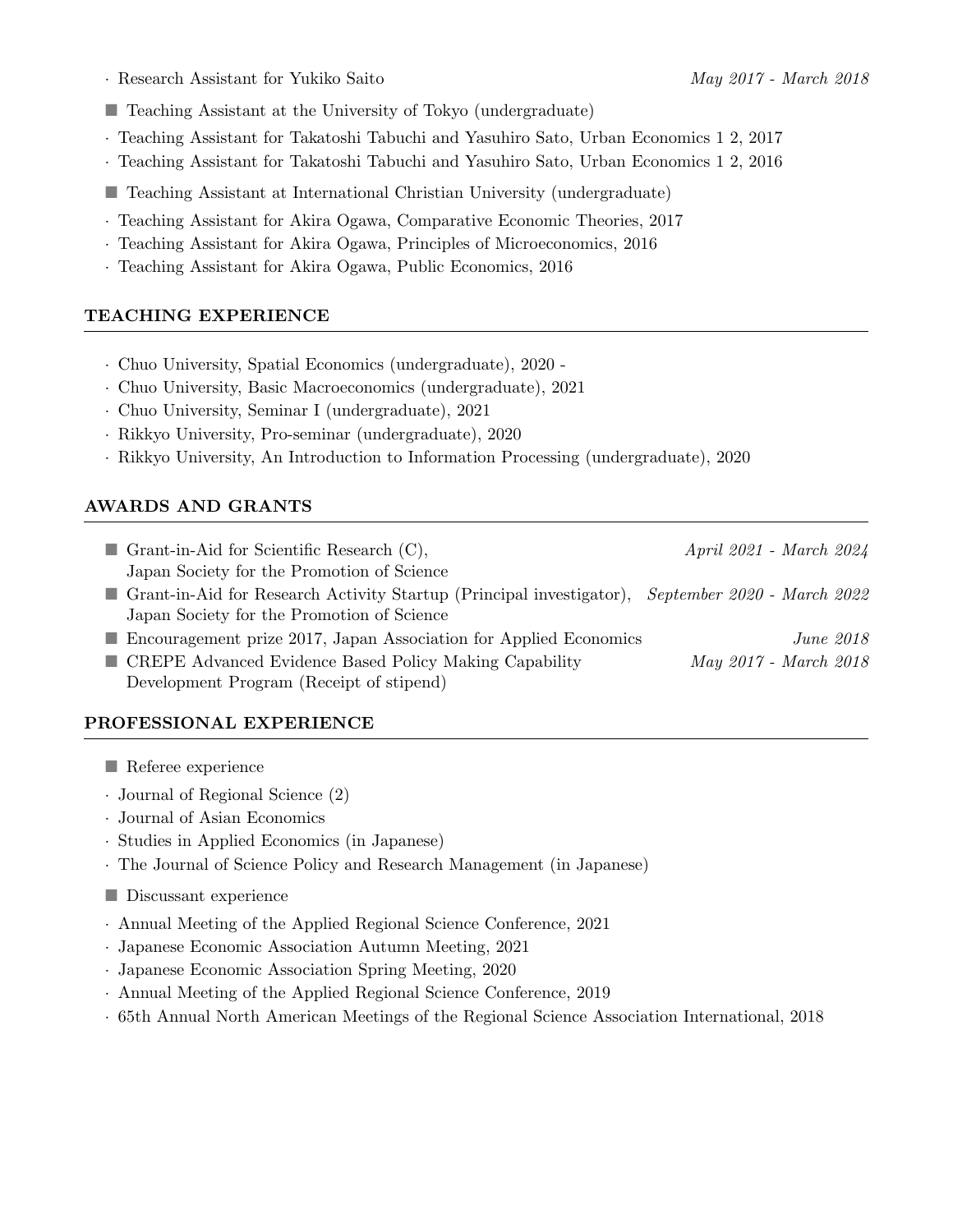- Research Assistant for Yukiko Saito *May 2017 - March 2018*

■ Teaching Assistant at the University of Tokyo (undergraduate)

- Teaching Assistant for Takatoshi Tabuchi and Yasuhiro Sato, Urban Economics 1 2, 2017
- Teaching Assistant for Takatoshi Tabuchi and Yasuhiro Sato, Urban Economics 1 2, 2016

■ Teaching Assistant at International Christian University (undergraduate)

- Teaching Assistant for Akira Ogawa, Comparative Economic Theories, 2017
- Teaching Assistant for Akira Ogawa, Principles of Microeconomics, 2016
- Teaching Assistant for Akira Ogawa, Public Economics, 2016

## TEACHING EXPERIENCE

- Chuo University, Spatial Economics (undergraduate), 2020 -
- Chuo University, Basic Macroeconomics (undergraduate), 2021
- Chuo University, Seminar I (undergraduate), 2021
- Rikkyo University, Pro-seminar (undergraduate), 2020
- Rikkyo University, An Introduction to Information Processing (undergraduate), 2020

## AWARDS AND GRANTS

■ Grant-in-Aid for Scientific Research (C), *April 2021 - March 2024*
Japan Society for the Promotion of Science

■ Grant-in-Aid for Research Activity Startup (Principal investigator), *September 2020 - March 2022*
Japan Society for the Promotion of Science

■ Encouragement prize 2017, Japan Association for Applied Economics *June 2018*

■ CREPE Advanced Evidence Based Policy Making Capability Development Program (Receipt of stipend) *May 2017 - March 2018*

## PROFESSIONAL EXPERIENCE

■ Referee experience

- Journal of Regional Science (2)
- Journal of Asian Economics
- Studies in Applied Economics (in Japanese)
- The Journal of Science Policy and Research Management (in Japanese)

■ Discussant experience

- Annual Meeting of the Applied Regional Science Conference, 2021
- Japanese Economic Association Autumn Meeting, 2021
- Japanese Economic Association Spring Meeting, 2020
- Annual Meeting of the Applied Regional Science Conference, 2019
- 65th Annual North American Meetings of the Regional Science Association International, 2018